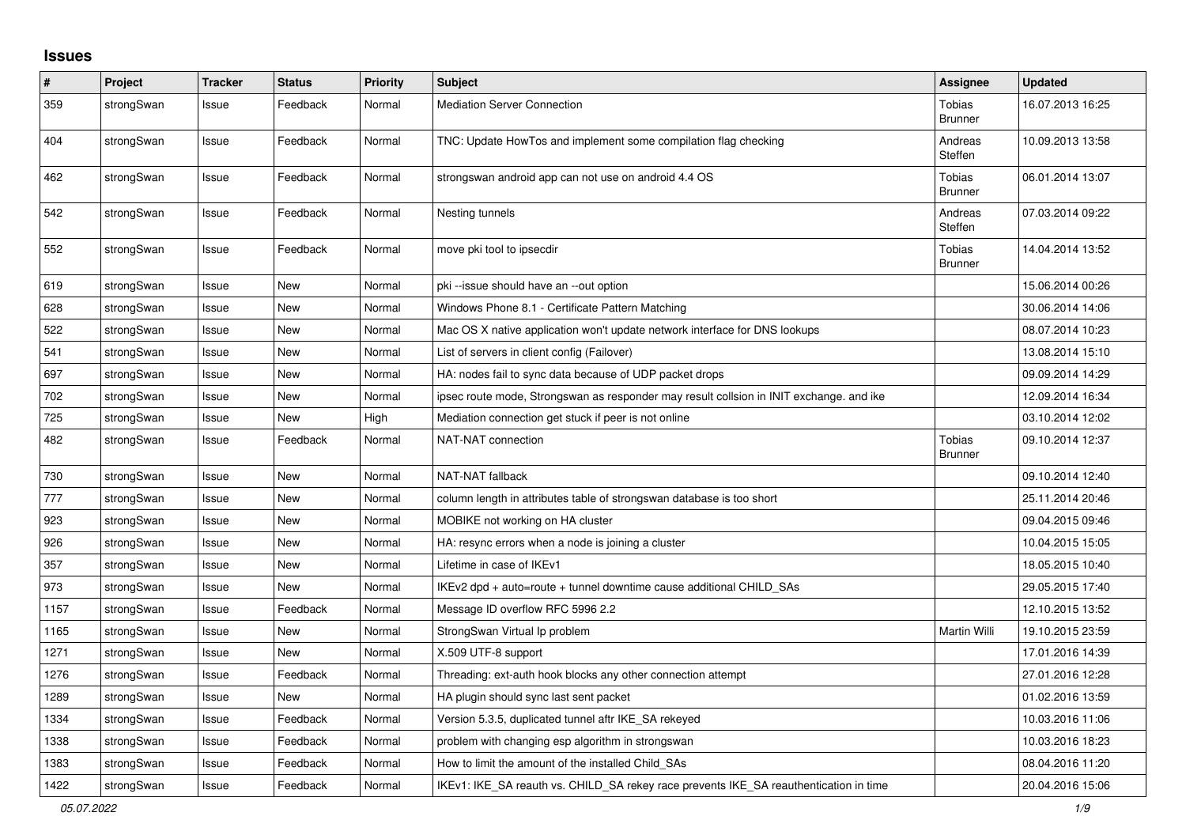## Issues

| # | Project | Tracker | Status | Priority | Subject | Assignee | Updated |
|---|---|---|---|---|---|---|---|
| 359 | strongSwan | Issue | Feedback | Normal | Mediation Server Connection | Tobias Brunner | 16.07.2013 16:25 |
| 404 | strongSwan | Issue | Feedback | Normal | TNC: Update HowTos and implement some compilation flag checking | Andreas Steffen | 10.09.2013 13:58 |
| 462 | strongSwan | Issue | Feedback | Normal | strongswan android app can not use on android 4.4 OS | Tobias Brunner | 06.01.2014 13:07 |
| 542 | strongSwan | Issue | Feedback | Normal | Nesting tunnels | Andreas Steffen | 07.03.2014 09:22 |
| 552 | strongSwan | Issue | Feedback | Normal | move pki tool to ipsecdir | Tobias Brunner | 14.04.2014 13:52 |
| 619 | strongSwan | Issue | New | Normal | pki --issue should have an --out option | | 15.06.2014 00:26 |
| 628 | strongSwan | Issue | New | Normal | Windows Phone 8.1 - Certificate Pattern Matching | | 30.06.2014 14:06 |
| 522 | strongSwan | Issue | New | Normal | Mac OS X native application won't update network interface for DNS lookups | | 08.07.2014 10:23 |
| 541 | strongSwan | Issue | New | Normal | List of servers in client config (Failover) | | 13.08.2014 15:10 |
| 697 | strongSwan | Issue | New | Normal | HA: nodes fail to sync data because of UDP packet drops | | 09.09.2014 14:29 |
| 702 | strongSwan | Issue | New | Normal | ipsec route mode, Strongswan as responder may result collsion in INIT exchange. and ike | | 12.09.2014 16:34 |
| 725 | strongSwan | Issue | New | High | Mediation connection get stuck if peer is not online | | 03.10.2014 12:02 |
| 482 | strongSwan | Issue | Feedback | Normal | NAT-NAT connection | Tobias Brunner | 09.10.2014 12:37 |
| 730 | strongSwan | Issue | New | Normal | NAT-NAT fallback | | 09.10.2014 12:40 |
| 777 | strongSwan | Issue | New | Normal | column length in attributes table of strongswan database is too short | | 25.11.2014 20:46 |
| 923 | strongSwan | Issue | New | Normal | MOBIKE not working on HA cluster | | 09.04.2015 09:46 |
| 926 | strongSwan | Issue | New | Normal | HA: resync errors when a node is joining a cluster | | 10.04.2015 15:05 |
| 357 | strongSwan | Issue | New | Normal | Lifetime in case of IKEv1 | | 18.05.2015 10:40 |
| 973 | strongSwan | Issue | New | Normal | IKEv2 dpd + auto=route + tunnel downtime cause additional CHILD_SAs | | 29.05.2015 17:40 |
| 1157 | strongSwan | Issue | Feedback | Normal | Message ID overflow RFC 5996 2.2 | | 12.10.2015 13:52 |
| 1165 | strongSwan | Issue | New | Normal | StrongSwan Virtual Ip problem | Martin Willi | 19.10.2015 23:59 |
| 1271 | strongSwan | Issue | New | Normal | X.509 UTF-8 support | | 17.01.2016 14:39 |
| 1276 | strongSwan | Issue | Feedback | Normal | Threading: ext-auth hook blocks any other connection attempt | | 27.01.2016 12:28 |
| 1289 | strongSwan | Issue | New | Normal | HA plugin should sync last sent packet | | 01.02.2016 13:59 |
| 1334 | strongSwan | Issue | Feedback | Normal | Version 5.3.5, duplicated tunnel aftr IKE_SA rekeyed | | 10.03.2016 11:06 |
| 1338 | strongSwan | Issue | Feedback | Normal | problem with changing esp algorithm in strongswan | | 10.03.2016 18:23 |
| 1383 | strongSwan | Issue | Feedback | Normal | How to limit the amount of the installed Child_SAs | | 08.04.2016 11:20 |
| 1422 | strongSwan | Issue | Feedback | Normal | IKEv1: IKE_SA reauth vs. CHILD_SA rekey race prevents IKE_SA reauthentication in time | | 20.04.2016 15:06 |

*05.07.2022*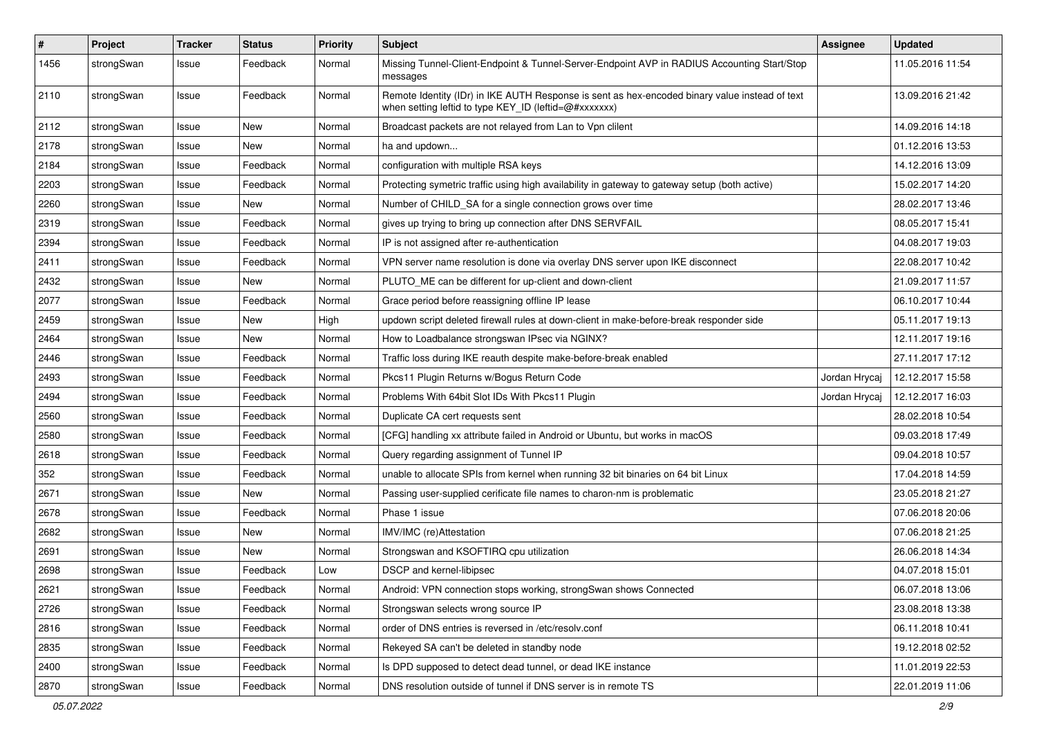| # | Project | Tracker | Status | Priority | Subject | Assignee | Updated |
|---|---|---|---|---|---|---|---|
| 1456 | strongSwan | Issue | Feedback | Normal | Missing Tunnel-Client-Endpoint & Tunnel-Server-Endpoint AVP in RADIUS Accounting Start/Stop messages | | 11.05.2016 11:54 |
| 2110 | strongSwan | Issue | Feedback | Normal | Remote Identity (IDr) in IKE AUTH Response is sent as hex-encoded binary value instead of text when setting leftid to type KEY_ID (leftid=@#xxxxxxx) | | 13.09.2016 21:42 |
| 2112 | strongSwan | Issue | New | Normal | Broadcast packets are not relayed from Lan to Vpn clilent | | 14.09.2016 14:18 |
| 2178 | strongSwan | Issue | New | Normal | ha and updown... | | 01.12.2016 13:53 |
| 2184 | strongSwan | Issue | Feedback | Normal | configuration with multiple RSA keys | | 14.12.2016 13:09 |
| 2203 | strongSwan | Issue | Feedback | Normal | Protecting symetric traffic using high availability in gateway to gateway setup (both active) | | 15.02.2017 14:20 |
| 2260 | strongSwan | Issue | New | Normal | Number of CHILD_SA for a single connection grows over time | | 28.02.2017 13:46 |
| 2319 | strongSwan | Issue | Feedback | Normal | gives up trying to bring up connection after DNS SERVFAIL | | 08.05.2017 15:41 |
| 2394 | strongSwan | Issue | Feedback | Normal | IP is not assigned after re-authentication | | 04.08.2017 19:03 |
| 2411 | strongSwan | Issue | Feedback | Normal | VPN server name resolution is done via overlay DNS server upon IKE disconnect | | 22.08.2017 10:42 |
| 2432 | strongSwan | Issue | New | Normal | PLUTO_ME can be different for up-client and down-client | | 21.09.2017 11:57 |
| 2077 | strongSwan | Issue | Feedback | Normal | Grace period before reassigning offline IP lease | | 06.10.2017 10:44 |
| 2459 | strongSwan | Issue | New | High | updown script deleted firewall rules at down-client in make-before-break responder side | | 05.11.2017 19:13 |
| 2464 | strongSwan | Issue | New | Normal | How to Loadbalance strongswan IPsec via NGINX? | | 12.11.2017 19:16 |
| 2446 | strongSwan | Issue | Feedback | Normal | Traffic loss during IKE reauth despite make-before-break enabled | | 27.11.2017 17:12 |
| 2493 | strongSwan | Issue | Feedback | Normal | Pkcs11 Plugin Returns w/Bogus Return Code | Jordan Hrycaj | 12.12.2017 15:58 |
| 2494 | strongSwan | Issue | Feedback | Normal | Problems With 64bit Slot IDs With Pkcs11 Plugin | Jordan Hrycaj | 12.12.2017 16:03 |
| 2560 | strongSwan | Issue | Feedback | Normal | Duplicate CA cert requests sent | | 28.02.2018 10:54 |
| 2580 | strongSwan | Issue | Feedback | Normal | [CFG] handling xx attribute failed in Android or Ubuntu, but works in macOS | | 09.03.2018 17:49 |
| 2618 | strongSwan | Issue | Feedback | Normal | Query regarding assignment of Tunnel IP | | 09.04.2018 10:57 |
| 352 | strongSwan | Issue | Feedback | Normal | unable to allocate SPIs from kernel when running 32 bit binaries on 64 bit Linux | | 17.04.2018 14:59 |
| 2671 | strongSwan | Issue | New | Normal | Passing user-supplied cerificate file names to charon-nm is problematic | | 23.05.2018 21:27 |
| 2678 | strongSwan | Issue | Feedback | Normal | Phase 1 issue | | 07.06.2018 20:06 |
| 2682 | strongSwan | Issue | New | Normal | IMV/IMC (re)Attestation | | 07.06.2018 21:25 |
| 2691 | strongSwan | Issue | New | Normal | Strongswan and KSOFTIRQ cpu utilization | | 26.06.2018 14:34 |
| 2698 | strongSwan | Issue | Feedback | Low | DSCP and kernel-libipsec | | 04.07.2018 15:01 |
| 2621 | strongSwan | Issue | Feedback | Normal | Android: VPN connection stops working, strongSwan shows Connected | | 06.07.2018 13:06 |
| 2726 | strongSwan | Issue | Feedback | Normal | Strongswan selects wrong source IP | | 23.08.2018 13:38 |
| 2816 | strongSwan | Issue | Feedback | Normal | order of DNS entries is reversed in /etc/resolv.conf | | 06.11.2018 10:41 |
| 2835 | strongSwan | Issue | Feedback | Normal | Rekeyed SA can't be deleted in standby node | | 19.12.2018 02:52 |
| 2400 | strongSwan | Issue | Feedback | Normal | Is DPD supposed to detect dead tunnel, or dead IKE instance | | 11.01.2019 22:53 |
| 2870 | strongSwan | Issue | Feedback | Normal | DNS resolution outside of tunnel if DNS server is in remote TS | | 22.01.2019 11:06 |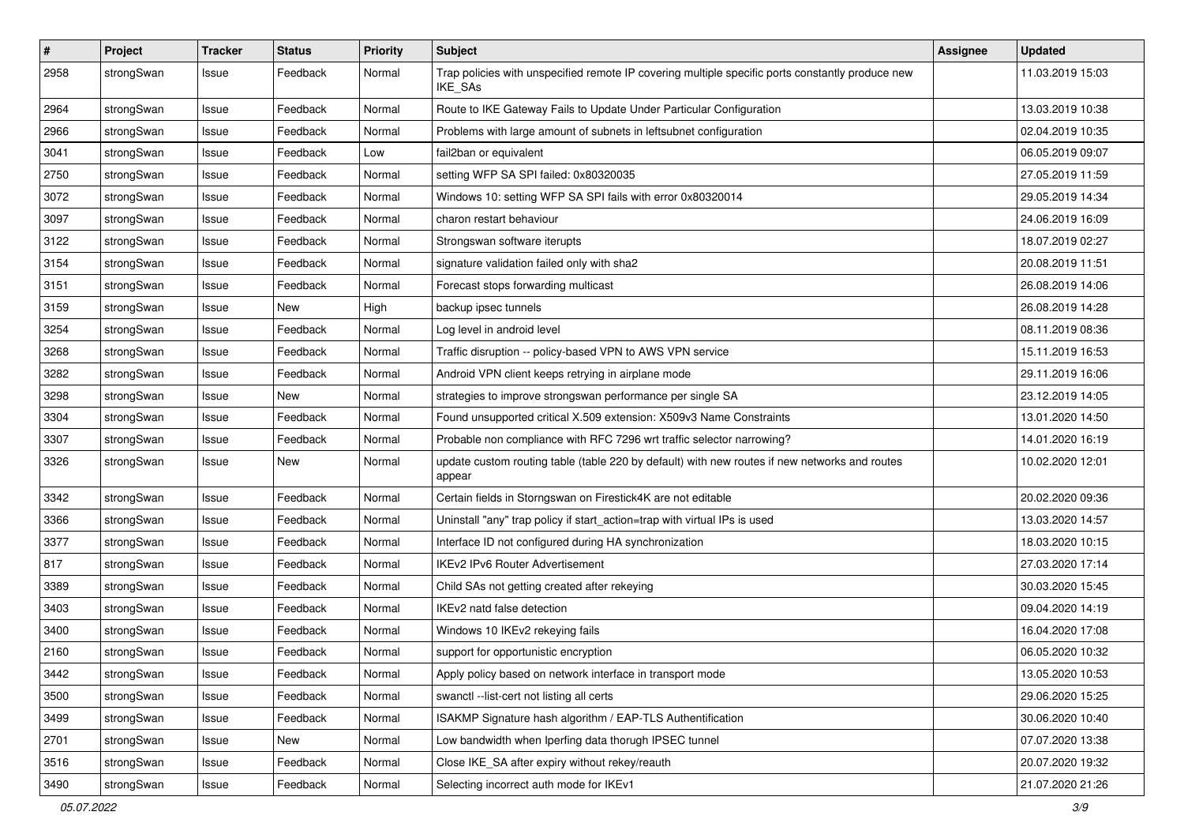| # | Project | Tracker | Status | Priority | Subject | Assignee | Updated |
|---|---|---|---|---|---|---|---|
| 2958 | strongSwan | Issue | Feedback | Normal | Trap policies with unspecified remote IP covering multiple specific ports constantly produce new IKE_SAs | | 11.03.2019 15:03 |
| 2964 | strongSwan | Issue | Feedback | Normal | Route to IKE Gateway Fails to Update Under Particular Configuration | | 13.03.2019 10:38 |
| 2966 | strongSwan | Issue | Feedback | Normal | Problems with large amount of subnets in leftsubnet configuration | | 02.04.2019 10:35 |
| 3041 | strongSwan | Issue | Feedback | Low | fail2ban or equivalent | | 06.05.2019 09:07 |
| 2750 | strongSwan | Issue | Feedback | Normal | setting WFP SA SPI failed: 0x80320035 | | 27.05.2019 11:59 |
| 3072 | strongSwan | Issue | Feedback | Normal | Windows 10: setting WFP SA SPI fails with error 0x80320014 | | 29.05.2019 14:34 |
| 3097 | strongSwan | Issue | Feedback | Normal | charon restart behaviour | | 24.06.2019 16:09 |
| 3122 | strongSwan | Issue | Feedback | Normal | Strongswan software iterupts | | 18.07.2019 02:27 |
| 3154 | strongSwan | Issue | Feedback | Normal | signature validation failed only with sha2 | | 20.08.2019 11:51 |
| 3151 | strongSwan | Issue | Feedback | Normal | Forecast stops forwarding multicast | | 26.08.2019 14:06 |
| 3159 | strongSwan | Issue | New | High | backup ipsec tunnels | | 26.08.2019 14:28 |
| 3254 | strongSwan | Issue | Feedback | Normal | Log level in android level | | 08.11.2019 08:36 |
| 3268 | strongSwan | Issue | Feedback | Normal | Traffic disruption -- policy-based VPN to AWS VPN service | | 15.11.2019 16:53 |
| 3282 | strongSwan | Issue | Feedback | Normal | Android VPN client keeps retrying in airplane mode | | 29.11.2019 16:06 |
| 3298 | strongSwan | Issue | New | Normal | strategies to improve strongswan performance per single SA | | 23.12.2019 14:05 |
| 3304 | strongSwan | Issue | Feedback | Normal | Found unsupported critical X.509 extension: X509v3 Name Constraints | | 13.01.2020 14:50 |
| 3307 | strongSwan | Issue | Feedback | Normal | Probable non compliance with RFC 7296 wrt traffic selector narrowing? | | 14.01.2020 16:19 |
| 3326 | strongSwan | Issue | New | Normal | update custom routing table (table 220 by default) with new routes if new networks and routes appear | | 10.02.2020 12:01 |
| 3342 | strongSwan | Issue | Feedback | Normal | Certain fields in Storngswan on Firestick4K are not editable | | 20.02.2020 09:36 |
| 3366 | strongSwan | Issue | Feedback | Normal | Uninstall "any" trap policy if start_action=trap with virtual IPs is used | | 13.03.2020 14:57 |
| 3377 | strongSwan | Issue | Feedback | Normal | Interface ID not configured during HA synchronization | | 18.03.2020 10:15 |
| 817 | strongSwan | Issue | Feedback | Normal | IKEv2 IPv6 Router Advertisement | | 27.03.2020 17:14 |
| 3389 | strongSwan | Issue | Feedback | Normal | Child SAs not getting created after rekeying | | 30.03.2020 15:45 |
| 3403 | strongSwan | Issue | Feedback | Normal | IKEv2 natd false detection | | 09.04.2020 14:19 |
| 3400 | strongSwan | Issue | Feedback | Normal | Windows 10 IKEv2 rekeying fails | | 16.04.2020 17:08 |
| 2160 | strongSwan | Issue | Feedback | Normal | support for opportunistic encryption | | 06.05.2020 10:32 |
| 3442 | strongSwan | Issue | Feedback | Normal | Apply policy based on network interface in transport mode | | 13.05.2020 10:53 |
| 3500 | strongSwan | Issue | Feedback | Normal | swanctl --list-cert not listing all certs | | 29.06.2020 15:25 |
| 3499 | strongSwan | Issue | Feedback | Normal | ISAKMP Signature hash algorithm / EAP-TLS Authentification | | 30.06.2020 10:40 |
| 2701 | strongSwan | Issue | New | Normal | Low bandwidth when Iperfing data thorugh IPSEC tunnel | | 07.07.2020 13:38 |
| 3516 | strongSwan | Issue | Feedback | Normal | Close IKE_SA after expiry without rekey/reauth | | 20.07.2020 19:32 |
| 3490 | strongSwan | Issue | Feedback | Normal | Selecting incorrect auth mode for IKEv1 | | 21.07.2020 21:26 |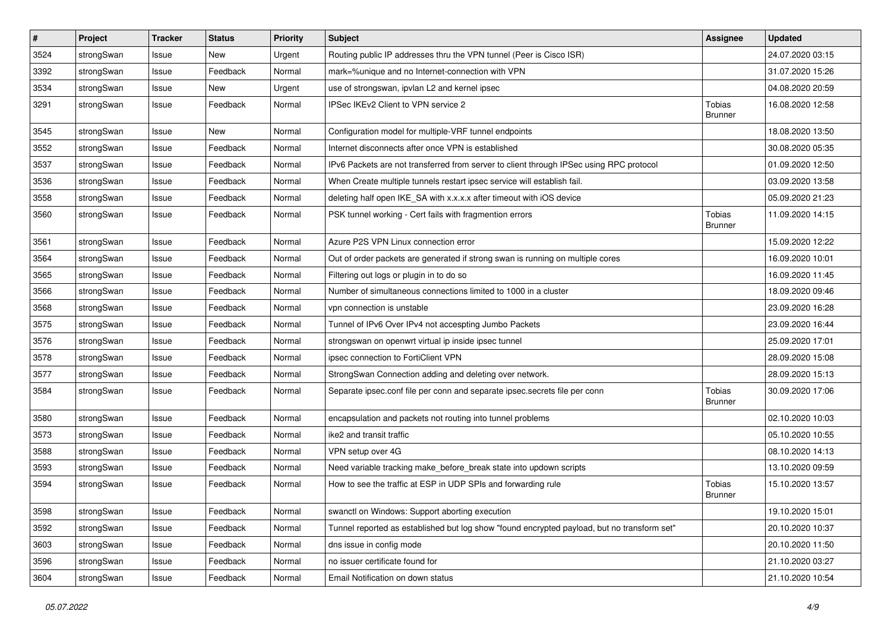| # | Project | Tracker | Status | Priority | Subject | Assignee | Updated |
| --- | --- | --- | --- | --- | --- | --- | --- |
| 3524 | strongSwan | Issue | New | Urgent | Routing public IP addresses thru the VPN tunnel (Peer is Cisco ISR) | | 24.07.2020 03:15 |
| 3392 | strongSwan | Issue | Feedback | Normal | mark=%unique and no Internet-connection with VPN | | 31.07.2020 15:26 |
| 3534 | strongSwan | Issue | New | Urgent | use of strongswan, ipvlan L2 and kernel ipsec | | 04.08.2020 20:59 |
| 3291 | strongSwan | Issue | Feedback | Normal | IPSec IKEv2 Client to VPN service 2 | Tobias Brunner | 16.08.2020 12:58 |
| 3545 | strongSwan | Issue | New | Normal | Configuration model for multiple-VRF tunnel endpoints | | 18.08.2020 13:50 |
| 3552 | strongSwan | Issue | Feedback | Normal | Internet disconnects after once VPN is established | | 30.08.2020 05:35 |
| 3537 | strongSwan | Issue | Feedback | Normal | IPv6 Packets are not transferred from server to client through IPSec using RPC protocol | | 01.09.2020 12:50 |
| 3536 | strongSwan | Issue | Feedback | Normal | When Create multiple tunnels restart ipsec service will establish fail. | | 03.09.2020 13:58 |
| 3558 | strongSwan | Issue | Feedback | Normal | deleting half open IKE_SA with x.x.x.x after timeout with iOS device | | 05.09.2020 21:23 |
| 3560 | strongSwan | Issue | Feedback | Normal | PSK tunnel working - Cert fails with fragmention errors | Tobias Brunner | 11.09.2020 14:15 |
| 3561 | strongSwan | Issue | Feedback | Normal | Azure P2S VPN Linux connection error | | 15.09.2020 12:22 |
| 3564 | strongSwan | Issue | Feedback | Normal | Out of order packets are generated if strong swan is running on multiple cores | | 16.09.2020 10:01 |
| 3565 | strongSwan | Issue | Feedback | Normal | Filtering out logs or plugin in to do so | | 16.09.2020 11:45 |
| 3566 | strongSwan | Issue | Feedback | Normal | Number of simultaneous connections limited to 1000 in a cluster | | 18.09.2020 09:46 |
| 3568 | strongSwan | Issue | Feedback | Normal | vpn connection is unstable | | 23.09.2020 16:28 |
| 3575 | strongSwan | Issue | Feedback | Normal | Tunnel of IPv6 Over IPv4 not accespting Jumbo Packets | | 23.09.2020 16:44 |
| 3576 | strongSwan | Issue | Feedback | Normal | strongswan on openwrt virtual ip inside ipsec tunnel | | 25.09.2020 17:01 |
| 3578 | strongSwan | Issue | Feedback | Normal | ipsec connection to FortiClient VPN | | 28.09.2020 15:08 |
| 3577 | strongSwan | Issue | Feedback | Normal | StrongSwan Connection adding and deleting over network. | | 28.09.2020 15:13 |
| 3584 | strongSwan | Issue | Feedback | Normal | Separate ipsec.conf file per conn and separate ipsec.secrets file per conn | Tobias Brunner | 30.09.2020 17:06 |
| 3580 | strongSwan | Issue | Feedback | Normal | encapsulation and packets not routing into tunnel problems | | 02.10.2020 10:03 |
| 3573 | strongSwan | Issue | Feedback | Normal | ike2 and transit traffic | | 05.10.2020 10:55 |
| 3588 | strongSwan | Issue | Feedback | Normal | VPN setup over 4G | | 08.10.2020 14:13 |
| 3593 | strongSwan | Issue | Feedback | Normal | Need variable tracking make_before_break state into updown scripts | | 13.10.2020 09:59 |
| 3594 | strongSwan | Issue | Feedback | Normal | How to see the traffic at ESP in UDP SPIs and forwarding rule | Tobias Brunner | 15.10.2020 13:57 |
| 3598 | strongSwan | Issue | Feedback | Normal | swanctl on Windows: Support aborting execution | | 19.10.2020 15:01 |
| 3592 | strongSwan | Issue | Feedback | Normal | Tunnel reported as established but log show "found encrypted payload, but no transform set" | | 20.10.2020 10:37 |
| 3603 | strongSwan | Issue | Feedback | Normal | dns issue in config mode | | 20.10.2020 11:50 |
| 3596 | strongSwan | Issue | Feedback | Normal | no issuer certificate found for | | 21.10.2020 03:27 |
| 3604 | strongSwan | Issue | Feedback | Normal | Email Notification on down status | | 21.10.2020 10:54 |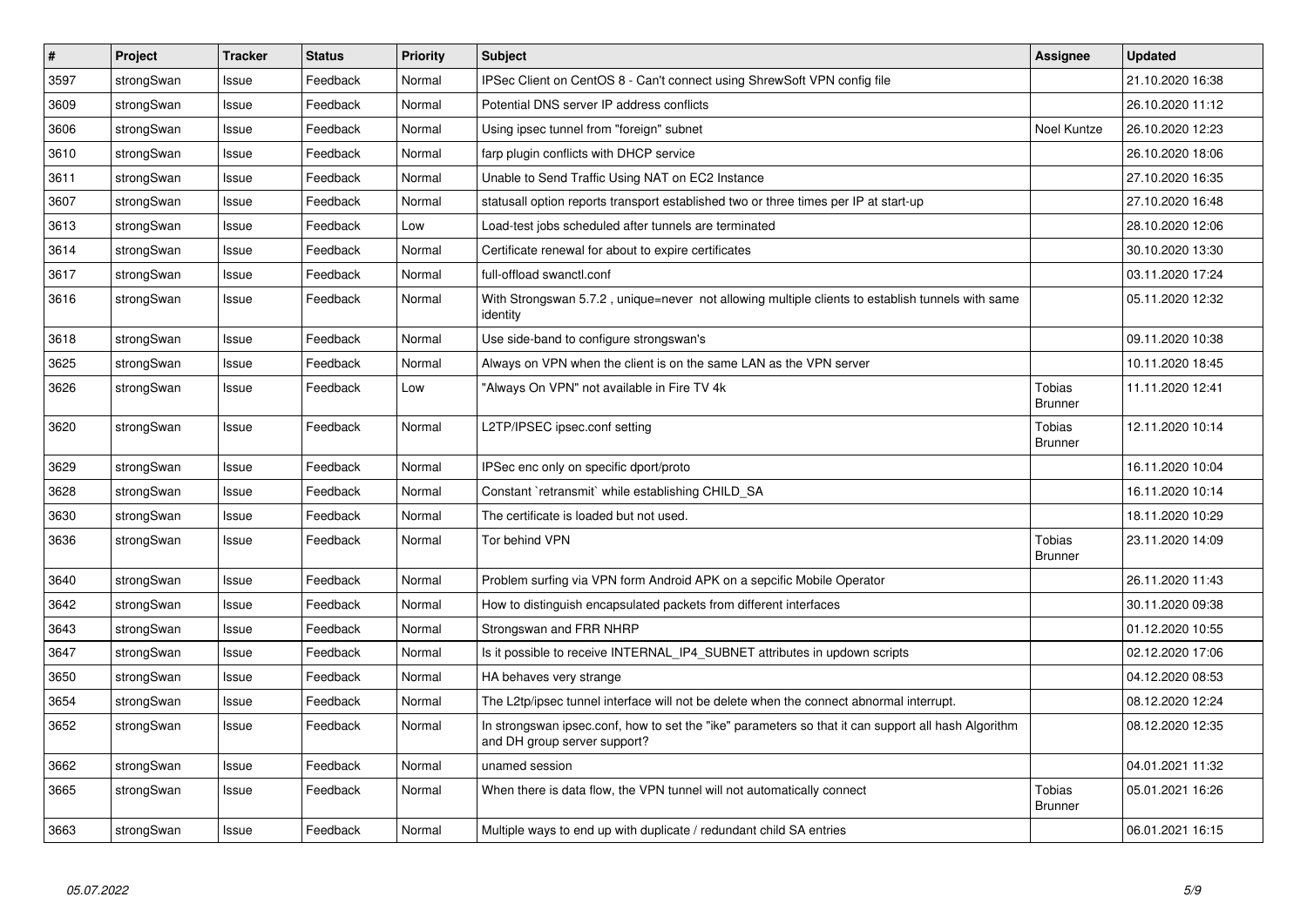| # | Project | Tracker | Status | Priority | Subject | Assignee | Updated |
|---|---|---|---|---|---|---|---|
| 3597 | strongSwan | Issue | Feedback | Normal | IPSec Client on CentOS 8 - Can't connect using ShrewSoft VPN config file | | 21.10.2020 16:38 |
| 3609 | strongSwan | Issue | Feedback | Normal | Potential DNS server IP address conflicts | | 26.10.2020 11:12 |
| 3606 | strongSwan | Issue | Feedback | Normal | Using ipsec tunnel from "foreign" subnet | Noel Kuntze | 26.10.2020 12:23 |
| 3610 | strongSwan | Issue | Feedback | Normal | farp plugin conflicts with DHCP service | | 26.10.2020 18:06 |
| 3611 | strongSwan | Issue | Feedback | Normal | Unable to Send Traffic Using NAT on EC2 Instance | | 27.10.2020 16:35 |
| 3607 | strongSwan | Issue | Feedback | Normal | statusall option reports transport established two or three times per IP at start-up | | 27.10.2020 16:48 |
| 3613 | strongSwan | Issue | Feedback | Low | Load-test jobs scheduled after tunnels are terminated | | 28.10.2020 12:06 |
| 3614 | strongSwan | Issue | Feedback | Normal | Certificate renewal for about to expire certificates | | 30.10.2020 13:30 |
| 3617 | strongSwan | Issue | Feedback | Normal | full-offload swanctl.conf | | 03.11.2020 17:24 |
| 3616 | strongSwan | Issue | Feedback | Normal | With Strongswan 5.7.2 , unique=never not allowing multiple clients to establish tunnels with same identity | | 05.11.2020 12:32 |
| 3618 | strongSwan | Issue | Feedback | Normal | Use side-band to configure strongswan's | | 09.11.2020 10:38 |
| 3625 | strongSwan | Issue | Feedback | Normal | Always on VPN when the client is on the same LAN as the VPN server | | 10.11.2020 18:45 |
| 3626 | strongSwan | Issue | Feedback | Low | "Always On VPN" not available in Fire TV 4k | Tobias Brunner | 11.11.2020 12:41 |
| 3620 | strongSwan | Issue | Feedback | Normal | L2TP/IPSEC ipsec.conf setting | Tobias Brunner | 12.11.2020 10:14 |
| 3629 | strongSwan | Issue | Feedback | Normal | IPSec enc only on specific dport/proto | | 16.11.2020 10:04 |
| 3628 | strongSwan | Issue | Feedback | Normal | Constant `retransmit` while establishing CHILD_SA | | 16.11.2020 10:14 |
| 3630 | strongSwan | Issue | Feedback | Normal | The certificate is loaded but not used. | | 18.11.2020 10:29 |
| 3636 | strongSwan | Issue | Feedback | Normal | Tor behind VPN | Tobias Brunner | 23.11.2020 14:09 |
| 3640 | strongSwan | Issue | Feedback | Normal | Problem surfing via VPN form Android APK on a sepcific Mobile Operator | | 26.11.2020 11:43 |
| 3642 | strongSwan | Issue | Feedback | Normal | How to distinguish encapsulated packets from different interfaces | | 30.11.2020 09:38 |
| 3643 | strongSwan | Issue | Feedback | Normal | Strongswan and FRR NHRP | | 01.12.2020 10:55 |
| 3647 | strongSwan | Issue | Feedback | Normal | Is it possible to receive INTERNAL_IP4_SUBNET attributes in updown scripts | | 02.12.2020 17:06 |
| 3650 | strongSwan | Issue | Feedback | Normal | HA behaves very strange | | 04.12.2020 08:53 |
| 3654 | strongSwan | Issue | Feedback | Normal | The L2tp/ipsec tunnel interface will not be delete when the connect abnormal interrupt. | | 08.12.2020 12:24 |
| 3652 | strongSwan | Issue | Feedback | Normal | In strongswan ipsec.conf, how to set the "ike" parameters so that it can support all hash Algorithm and DH group server support? | | 08.12.2020 12:35 |
| 3662 | strongSwan | Issue | Feedback | Normal | unamed session | | 04.01.2021 11:32 |
| 3665 | strongSwan | Issue | Feedback | Normal | When there is data flow, the VPN tunnel will not automatically connect | Tobias Brunner | 05.01.2021 16:26 |
| 3663 | strongSwan | Issue | Feedback | Normal | Multiple ways to end up with duplicate / redundant child SA entries | | 06.01.2021 16:15 |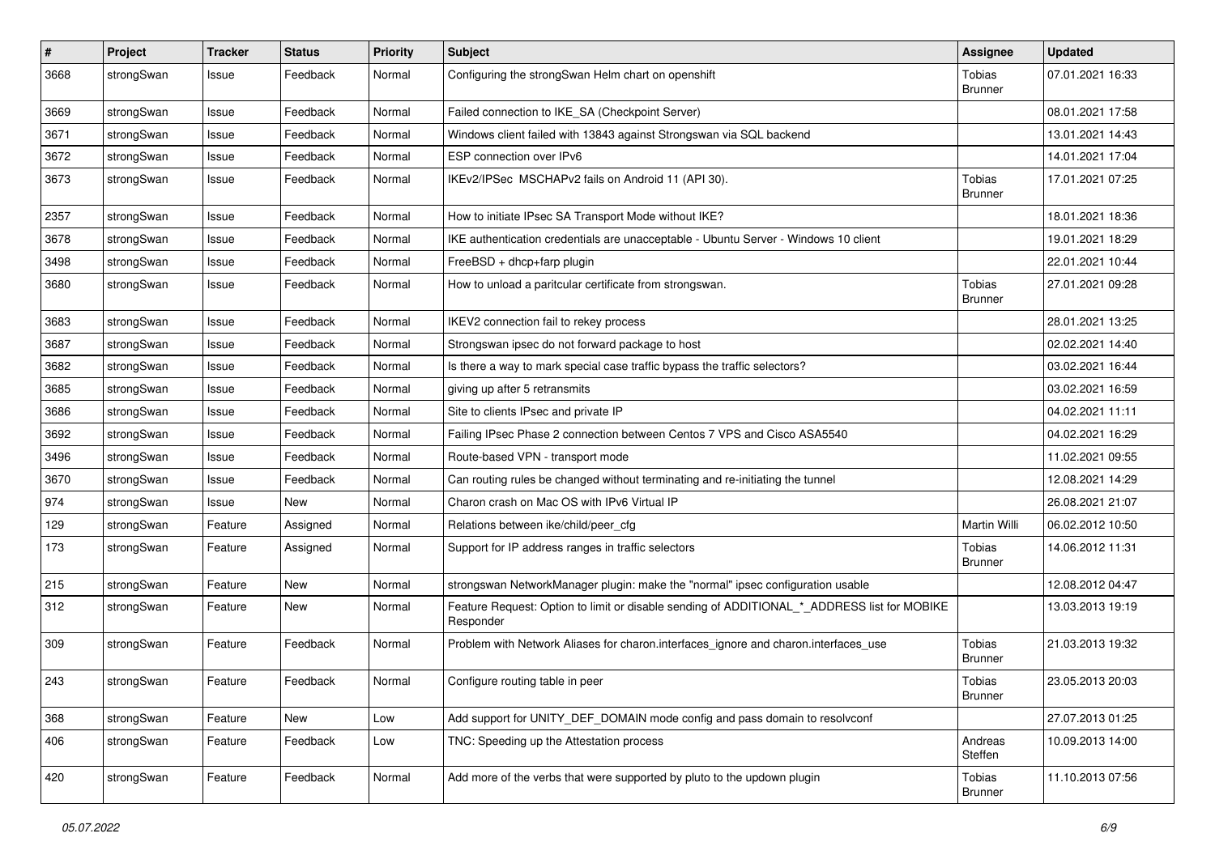| # | Project | Tracker | Status | Priority | Subject | Assignee | Updated |
|---|---|---|---|---|---|---|---|
| 3668 | strongSwan | Issue | Feedback | Normal | Configuring the strongSwan Helm chart on openshift | Tobias Brunner | 07.01.2021 16:33 |
| 3669 | strongSwan | Issue | Feedback | Normal | Failed connection to IKE_SA (Checkpoint Server) | | 08.01.2021 17:58 |
| 3671 | strongSwan | Issue | Feedback | Normal | Windows client failed with 13843 against Strongswan via SQL backend | | 13.01.2021 14:43 |
| 3672 | strongSwan | Issue | Feedback | Normal | ESP connection over IPv6 | | 14.01.2021 17:04 |
| 3673 | strongSwan | Issue | Feedback | Normal | IKEv2/IPSec MSCHAPv2 fails on Android 11 (API 30). | Tobias Brunner | 17.01.2021 07:25 |
| 2357 | strongSwan | Issue | Feedback | Normal | How to initiate IPsec SA Transport Mode without IKE? | | 18.01.2021 18:36 |
| 3678 | strongSwan | Issue | Feedback | Normal | IKE authentication credentials are unacceptable - Ubuntu Server - Windows 10 client | | 19.01.2021 18:29 |
| 3498 | strongSwan | Issue | Feedback | Normal | FreeBSD + dhcp+farp plugin | | 22.01.2021 10:44 |
| 3680 | strongSwan | Issue | Feedback | Normal | How to unload a paritcular certificate from strongswan. | Tobias Brunner | 27.01.2021 09:28 |
| 3683 | strongSwan | Issue | Feedback | Normal | IKEV2 connection fail to rekey process | | 28.01.2021 13:25 |
| 3687 | strongSwan | Issue | Feedback | Normal | Strongswan ipsec do not forward package to host | | 02.02.2021 14:40 |
| 3682 | strongSwan | Issue | Feedback | Normal | Is there a way to mark special case traffic bypass the traffic selectors? | | 03.02.2021 16:44 |
| 3685 | strongSwan | Issue | Feedback | Normal | giving up after 5 retransmits | | 03.02.2021 16:59 |
| 3686 | strongSwan | Issue | Feedback | Normal | Site to clients IPsec and private IP | | 04.02.2021 11:11 |
| 3692 | strongSwan | Issue | Feedback | Normal | Failing IPsec Phase 2 connection between Centos 7 VPS and Cisco ASA5540 | | 04.02.2021 16:29 |
| 3496 | strongSwan | Issue | Feedback | Normal | Route-based VPN - transport mode | | 11.02.2021 09:55 |
| 3670 | strongSwan | Issue | Feedback | Normal | Can routing rules be changed without terminating and re-initiating the tunnel | | 12.08.2021 14:29 |
| 974 | strongSwan | Issue | New | Normal | Charon crash on Mac OS with IPv6 Virtual IP | | 26.08.2021 21:07 |
| 129 | strongSwan | Feature | Assigned | Normal | Relations between ike/child/peer_cfg | Martin Willi | 06.02.2012 10:50 |
| 173 | strongSwan | Feature | Assigned | Normal | Support for IP address ranges in traffic selectors | Tobias Brunner | 14.06.2012 11:31 |
| 215 | strongSwan | Feature | New | Normal | strongswan NetworkManager plugin: make the "normal" ipsec configuration usable | | 12.08.2012 04:47 |
| 312 | strongSwan | Feature | New | Normal | Feature Request: Option to limit or disable sending of ADDITIONAL_*_ADDRESS list for MOBIKE Responder | | 13.03.2013 19:19 |
| 309 | strongSwan | Feature | Feedback | Normal | Problem with Network Aliases for charon.interfaces_ignore and charon.interfaces_use | Tobias Brunner | 21.03.2013 19:32 |
| 243 | strongSwan | Feature | Feedback | Normal | Configure routing table in peer | Tobias Brunner | 23.05.2013 20:03 |
| 368 | strongSwan | Feature | New | Low | Add support for UNITY_DEF_DOMAIN mode config and pass domain to resolvconf | | 27.07.2013 01:25 |
| 406 | strongSwan | Feature | Feedback | Low | TNC: Speeding up the Attestation process | Andreas Steffen | 10.09.2013 14:00 |
| 420 | strongSwan | Feature | Feedback | Normal | Add more of the verbs that were supported by pluto to the updown plugin | Tobias Brunner | 11.10.2013 07:56 |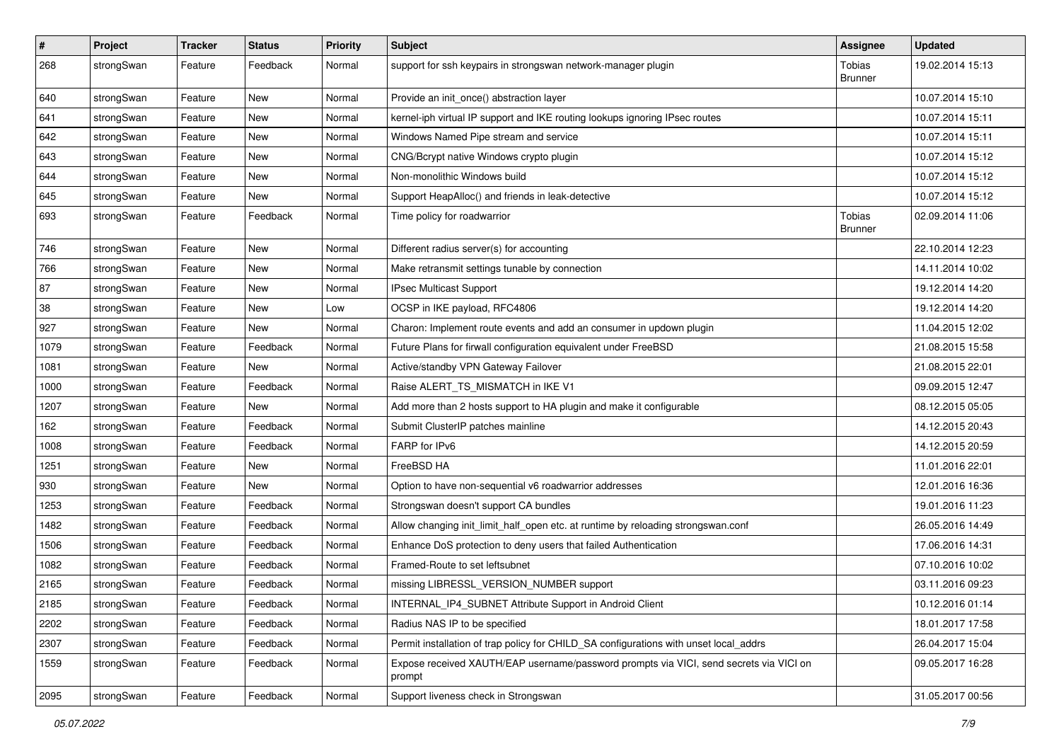| # | Project | Tracker | Status | Priority | Subject | Assignee | Updated |
|---|---|---|---|---|---|---|---|
| 268 | strongSwan | Feature | Feedback | Normal | support for ssh keypairs in strongswan network-manager plugin | Tobias Brunner | 19.02.2014 15:13 |
| 640 | strongSwan | Feature | New | Normal | Provide an init_once() abstraction layer | | 10.07.2014 15:10 |
| 641 | strongSwan | Feature | New | Normal | kernel-iph virtual IP support and IKE routing lookups ignoring IPsec routes | | 10.07.2014 15:11 |
| 642 | strongSwan | Feature | New | Normal | Windows Named Pipe stream and service | | 10.07.2014 15:11 |
| 643 | strongSwan | Feature | New | Normal | CNG/Bcrypt native Windows crypto plugin | | 10.07.2014 15:12 |
| 644 | strongSwan | Feature | New | Normal | Non-monolithic Windows build | | 10.07.2014 15:12 |
| 645 | strongSwan | Feature | New | Normal | Support HeapAlloc() and friends in leak-detective | | 10.07.2014 15:12 |
| 693 | strongSwan | Feature | Feedback | Normal | Time policy for roadwarrior | Tobias Brunner | 02.09.2014 11:06 |
| 746 | strongSwan | Feature | New | Normal | Different radius server(s) for accounting | | 22.10.2014 12:23 |
| 766 | strongSwan | Feature | New | Normal | Make retransmit settings tunable by connection | | 14.11.2014 10:02 |
| 87 | strongSwan | Feature | New | Normal | IPsec Multicast Support | | 19.12.2014 14:20 |
| 38 | strongSwan | Feature | New | Low | OCSP in IKE payload, RFC4806 | | 19.12.2014 14:20 |
| 927 | strongSwan | Feature | New | Normal | Charon: Implement route events and add an consumer in updown plugin | | 11.04.2015 12:02 |
| 1079 | strongSwan | Feature | Feedback | Normal | Future Plans for firwall configuration equivalent under FreeBSD | | 21.08.2015 15:58 |
| 1081 | strongSwan | Feature | New | Normal | Active/standby VPN Gateway Failover | | 21.08.2015 22:01 |
| 1000 | strongSwan | Feature | Feedback | Normal | Raise ALERT_TS_MISMATCH in IKE V1 | | 09.09.2015 12:47 |
| 1207 | strongSwan | Feature | New | Normal | Add more than 2 hosts support to HA plugin and make it configurable | | 08.12.2015 05:05 |
| 162 | strongSwan | Feature | Feedback | Normal | Submit ClusterIP patches mainline | | 14.12.2015 20:43 |
| 1008 | strongSwan | Feature | Feedback | Normal | FARP for IPv6 | | 14.12.2015 20:59 |
| 1251 | strongSwan | Feature | New | Normal | FreeBSD HA | | 11.01.2016 22:01 |
| 930 | strongSwan | Feature | New | Normal | Option to have non-sequential v6 roadwarrior addresses | | 12.01.2016 16:36 |
| 1253 | strongSwan | Feature | Feedback | Normal | Strongswan doesn't support CA bundles | | 19.01.2016 11:23 |
| 1482 | strongSwan | Feature | Feedback | Normal | Allow changing init_limit_half_open etc. at runtime by reloading strongswan.conf | | 26.05.2016 14:49 |
| 1506 | strongSwan | Feature | Feedback | Normal | Enhance DoS protection to deny users that failed Authentication | | 17.06.2016 14:31 |
| 1082 | strongSwan | Feature | Feedback | Normal | Framed-Route to set leftsubnet | | 07.10.2016 10:02 |
| 2165 | strongSwan | Feature | Feedback | Normal | missing LIBRESSL_VERSION_NUMBER support | | 03.11.2016 09:23 |
| 2185 | strongSwan | Feature | Feedback | Normal | INTERNAL_IP4_SUBNET Attribute Support in Android Client | | 10.12.2016 01:14 |
| 2202 | strongSwan | Feature | Feedback | Normal | Radius NAS IP to be specified | | 18.01.2017 17:58 |
| 2307 | strongSwan | Feature | Feedback | Normal | Permit installation of trap policy for CHILD_SA configurations with unset local_addrs | | 26.04.2017 15:04 |
| 1559 | strongSwan | Feature | Feedback | Normal | Expose received XAUTH/EAP username/password prompts via VICI, send secrets via VICI on prompt | | 09.05.2017 16:28 |
| 2095 | strongSwan | Feature | Feedback | Normal | Support liveness check in Strongswan | | 31.05.2017 00:56 |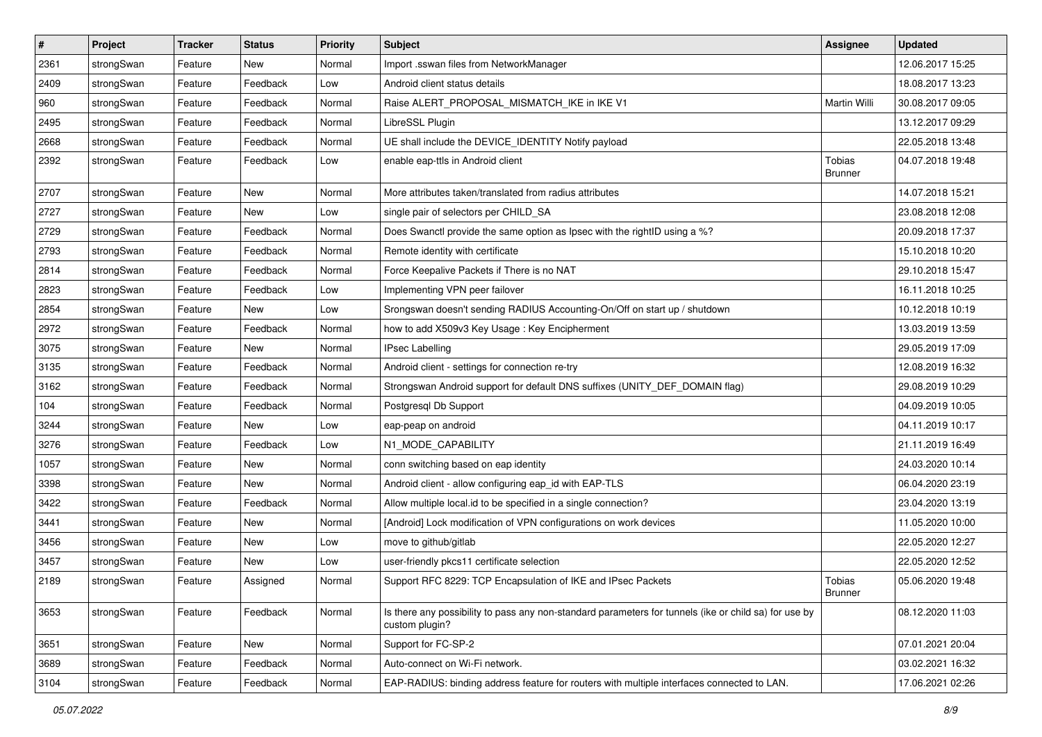| # | Project | Tracker | Status | Priority | Subject | Assignee | Updated |
|---|---|---|---|---|---|---|---|
| 2361 | strongSwan | Feature | New | Normal | Import .sswan files from NetworkManager | | 12.06.2017 15:25 |
| 2409 | strongSwan | Feature | Feedback | Low | Android client status details | | 18.08.2017 13:23 |
| 960 | strongSwan | Feature | Feedback | Normal | Raise ALERT_PROPOSAL_MISMATCH_IKE in IKE V1 | Martin Willi | 30.08.2017 09:05 |
| 2495 | strongSwan | Feature | Feedback | Normal | LibreSSL Plugin | | 13.12.2017 09:29 |
| 2668 | strongSwan | Feature | Feedback | Normal | UE shall include the DEVICE_IDENTITY Notify payload | | 22.05.2018 13:48 |
| 2392 | strongSwan | Feature | Feedback | Low | enable eap-ttls in Android client | Tobias Brunner | 04.07.2018 19:48 |
| 2707 | strongSwan | Feature | New | Normal | More attributes taken/translated from radius attributes | | 14.07.2018 15:21 |
| 2727 | strongSwan | Feature | New | Low | single pair of selectors per CHILD_SA | | 23.08.2018 12:08 |
| 2729 | strongSwan | Feature | Feedback | Normal | Does Swanctl provide the same option as Ipsec with the rightID using a %? | | 20.09.2018 17:37 |
| 2793 | strongSwan | Feature | Feedback | Normal | Remote identity with certificate | | 15.10.2018 10:20 |
| 2814 | strongSwan | Feature | Feedback | Normal | Force Keepalive Packets if There is no NAT | | 29.10.2018 15:47 |
| 2823 | strongSwan | Feature | Feedback | Low | Implementing VPN peer failover | | 16.11.2018 10:25 |
| 2854 | strongSwan | Feature | New | Low | Srongswan doesn't sending RADIUS Accounting-On/Off on start up / shutdown | | 10.12.2018 10:19 |
| 2972 | strongSwan | Feature | Feedback | Normal | how to add X509v3 Key Usage : Key Encipherment | | 13.03.2019 13:59 |
| 3075 | strongSwan | Feature | New | Normal | IPsec Labelling | | 29.05.2019 17:09 |
| 3135 | strongSwan | Feature | Feedback | Normal | Android client - settings for connection re-try | | 12.08.2019 16:32 |
| 3162 | strongSwan | Feature | Feedback | Normal | Strongswan Android support for default DNS suffixes (UNITY_DEF_DOMAIN flag) | | 29.08.2019 10:29 |
| 104 | strongSwan | Feature | Feedback | Normal | Postgresql Db Support | | 04.09.2019 10:05 |
| 3244 | strongSwan | Feature | New | Low | eap-peap on android | | 04.11.2019 10:17 |
| 3276 | strongSwan | Feature | Feedback | Low | N1_MODE_CAPABILITY | | 21.11.2019 16:49 |
| 1057 | strongSwan | Feature | New | Normal | conn switching based on eap identity | | 24.03.2020 10:14 |
| 3398 | strongSwan | Feature | New | Normal | Android client - allow configuring eap_id with EAP-TLS | | 06.04.2020 23:19 |
| 3422 | strongSwan | Feature | Feedback | Normal | Allow multiple local.id to be specified in a single connection? | | 23.04.2020 13:19 |
| 3441 | strongSwan | Feature | New | Normal | [Android] Lock modification of VPN configurations on work devices | | 11.05.2020 10:00 |
| 3456 | strongSwan | Feature | New | Low | move to github/gitlab | | 22.05.2020 12:27 |
| 3457 | strongSwan | Feature | New | Low | user-friendly pkcs11 certificate selection | | 22.05.2020 12:52 |
| 2189 | strongSwan | Feature | Assigned | Normal | Support RFC 8229: TCP Encapsulation of IKE and IPsec Packets | Tobias Brunner | 05.06.2020 19:48 |
| 3653 | strongSwan | Feature | Feedback | Normal | Is there any possibility to pass any non-standard parameters for tunnels (ike or child sa) for use by custom plugin? | | 08.12.2020 11:03 |
| 3651 | strongSwan | Feature | New | Normal | Support for FC-SP-2 | | 07.01.2021 20:04 |
| 3689 | strongSwan | Feature | Feedback | Normal | Auto-connect on Wi-Fi network. | | 03.02.2021 16:32 |
| 3104 | strongSwan | Feature | Feedback | Normal | EAP-RADIUS: binding address feature for routers with multiple interfaces connected to LAN. | | 17.06.2021 02:26 |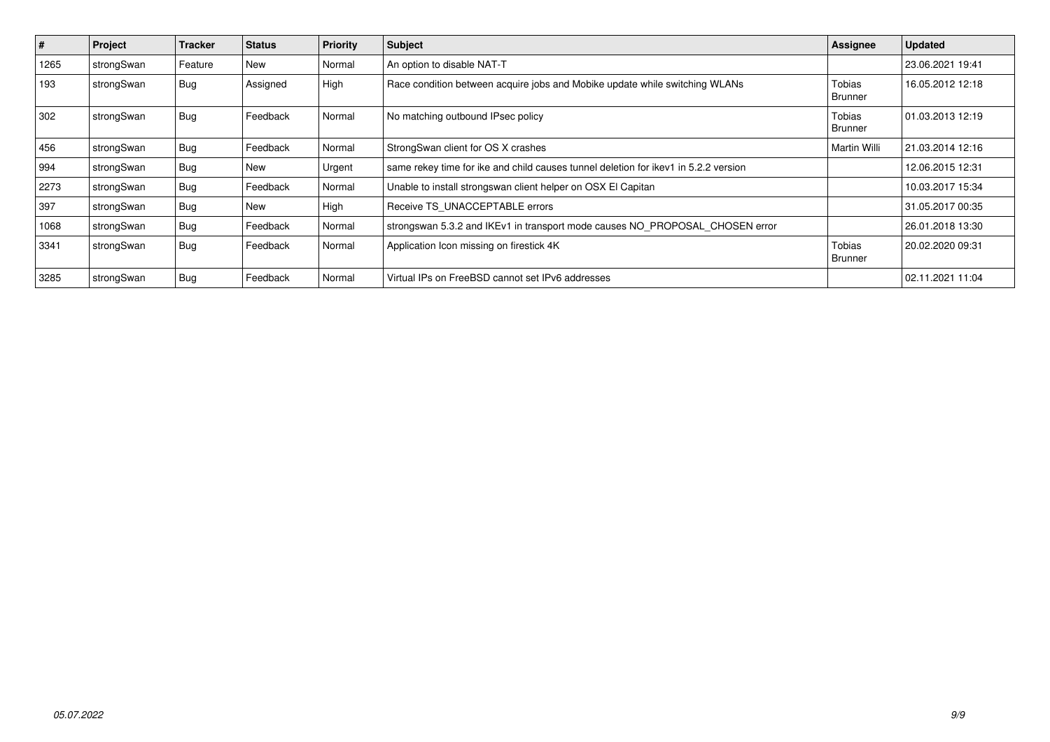| # | Project | Tracker | Status | Priority | Subject | Assignee | Updated |
|---|---|---|---|---|---|---|---|
| 1265 | strongSwan | Feature | New | Normal | An option to disable NAT-T | | 23.06.2021 19:41 |
| 193 | strongSwan | Bug | Assigned | High | Race condition between acquire jobs and Mobike update while switching WLANs | Tobias Brunner | 16.05.2012 12:18 |
| 302 | strongSwan | Bug | Feedback | Normal | No matching outbound IPsec policy | Tobias Brunner | 01.03.2013 12:19 |
| 456 | strongSwan | Bug | Feedback | Normal | StrongSwan client for OS X crashes | Martin Willi | 21.03.2014 12:16 |
| 994 | strongSwan | Bug | New | Urgent | same rekey time for ike and child causes tunnel deletion for ikev1 in 5.2.2 version | | 12.06.2015 12:31 |
| 2273 | strongSwan | Bug | Feedback | Normal | Unable to install strongswan client helper on OSX El Capitan | | 10.03.2017 15:34 |
| 397 | strongSwan | Bug | New | High | Receive TS_UNACCEPTABLE errors | | 31.05.2017 00:35 |
| 1068 | strongSwan | Bug | Feedback | Normal | strongswan 5.3.2 and IKEv1 in transport mode causes NO_PROPOSAL_CHOSEN error | | 26.01.2018 13:30 |
| 3341 | strongSwan | Bug | Feedback | Normal | Application Icon missing on firestick 4K | Tobias Brunner | 20.02.2020 09:31 |
| 3285 | strongSwan | Bug | Feedback | Normal | Virtual IPs on FreeBSD cannot set IPv6 addresses | | 02.11.2021 11:04 |

*05.07.2022*